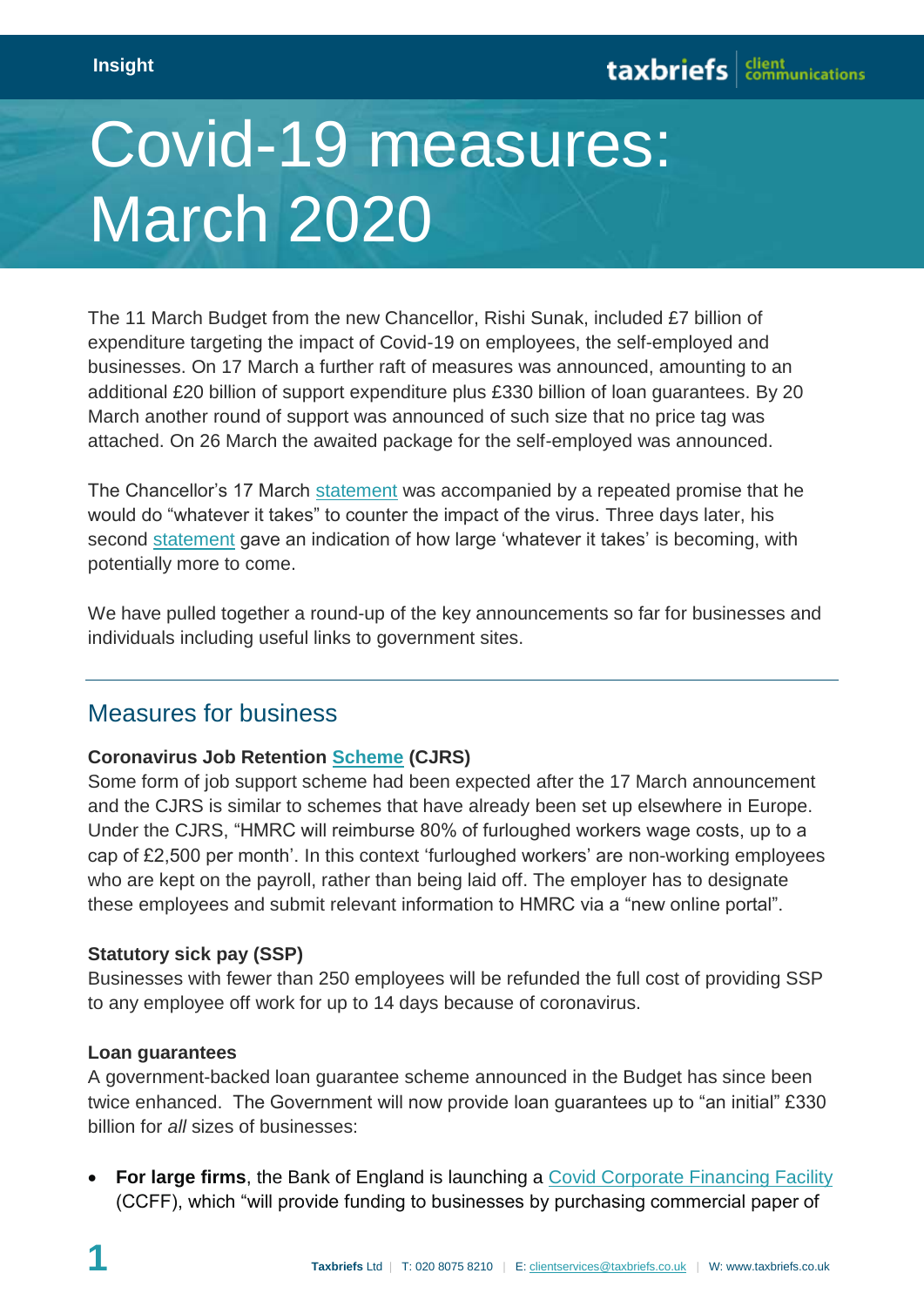# Covid-19 measures: March 2020

The 11 March Budget from the new Chancellor, Rishi Sunak, included £7 billion of expenditure targeting the impact of Covid-19 on employees, the self-employed and businesses. On 17 March a further raft of measures was announced, amounting to an additional £20 billion of support expenditure plus £330 billion of loan guarantees. By 20 March another round of support was announced of such size that no price tag was attached. On 26 March the awaited package for the self-employed was announced.

The Chancellor's 17 March statement was accompanied by a repeated promise that he would do "whatever it takes" to counter the impact of the virus. Three days later, his second statement gave an indication of how large 'whatever it takes' is becoming, with potentially more to come.

We have pulled together a round-up of the key announcements so far for businesses and individuals including useful links to government sites.

## Measures for business

**Coronavirus Job Retention Scheme (CJRS)**

Some form of job support scheme had been expected after the 17 March announcement and the CJRS is similar to schemes that have already been set up elsewhere in Europe. Under the CJRS, "HMRC will reimburse 80% of furloughed workers wage costs, up to a cap of £2,500 per month'. In this context 'furloughed workers' are non-working employees who are kept on the payroll, rather than being laid off. The employer has to designate these employees and submit relevant information to HMRC via a "new online portal".

**Statutory sick pay (SSP)**

Businesses with fewer than 250 employees will be refunded the full cost of providing SSP to any employee off work for up to 14 days because of coronavirus.

**Loan guarantees**

A government-backed loan guarantee scheme announced in the Budget has since been twice enhanced. The Government will now provide loan guarantees up to "an initial" £330 billion for *all* sizes of businesses:

- **For large firms**, the Bank of England is launching a Covid Corporate Financing Facility (CCFF), which "will provide funding to businesses by purchasing commercial paper of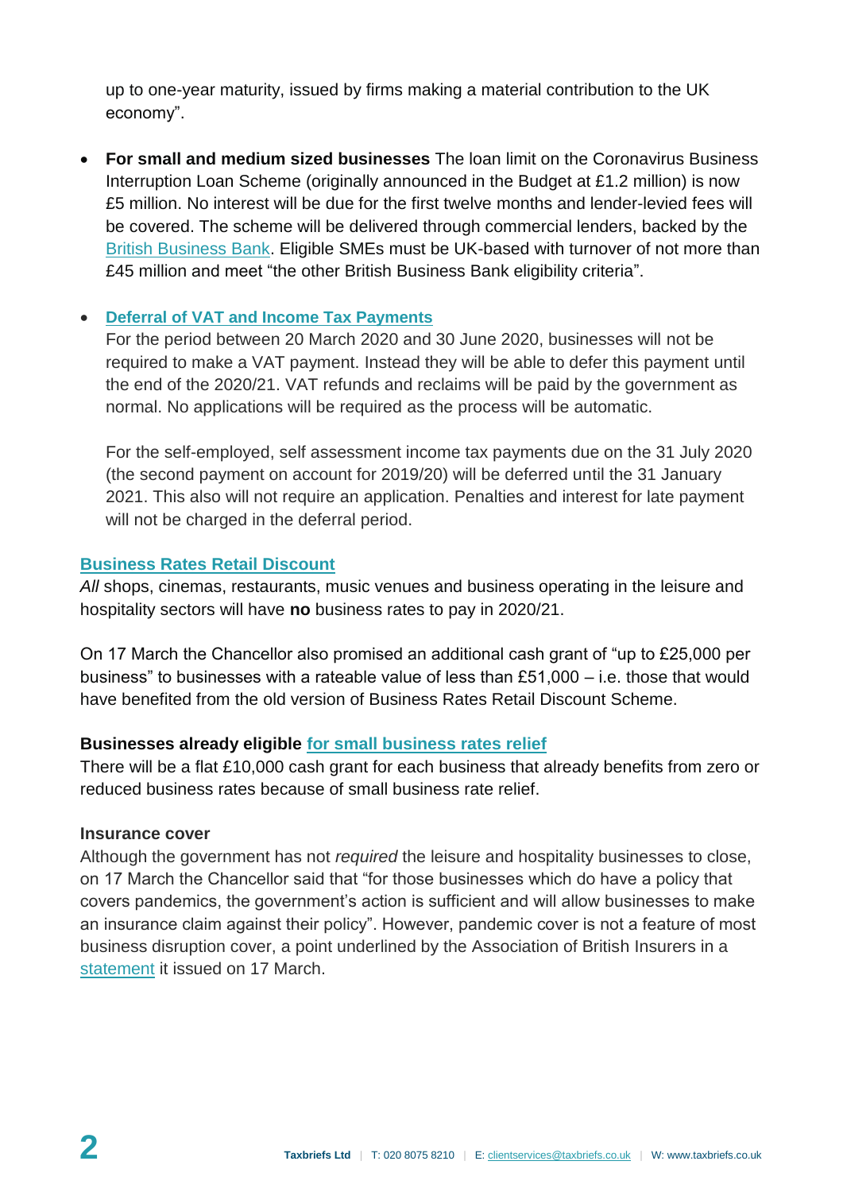up to one-year maturity, issued by firms making a material contribution to the UK economy".

- **For small and medium sized businesses** The loan limit on the Coronavirus Business Interruption Loan Scheme (originally announced in the Budget at £1.2 million) is now £5 million. No interest will be due for the first twelve months and lender-levied fees will be covered. The scheme will be delivered through commercial lenders, backed by the British Business Bank. Eligible SMEs must be UK-based with turnover of not more than £45 million and meet "the other British Business Bank eligibility criteria".

- **Deferral of VAT and Income Tax Payments**
  For the period between 20 March 2020 and 30 June 2020, businesses will not be required to make a VAT payment. Instead they will be able to defer this payment until the end of the 2020/21. VAT refunds and reclaims will be paid by the government as normal. No applications will be required as the process will be automatic.

  For the self-employed, self assessment income tax payments due on the 31 July 2020 (the second payment on account for 2019/20) will be deferred until the 31 January 2021. This also will not require an application. Penalties and interest for late payment will not be charged in the deferral period.

**Business Rates Retail Discount**

*All* shops, cinemas, restaurants, music venues and business operating in the leisure and hospitality sectors will have **no** business rates to pay in 2020/21.

On 17 March the Chancellor also promised an additional cash grant of "up to £25,000 per business" to businesses with a rateable value of less than £51,000 – i.e. those that would have benefited from the old version of Business Rates Retail Discount Scheme.

**Businesses already eligible for small business rates relief**

There will be a flat £10,000 cash grant for each business that already benefits from zero or reduced business rates because of small business rate relief.

**Insurance cover**

Although the government has not *required* the leisure and hospitality businesses to close, on 17 March the Chancellor said that "for those businesses which do have a policy that covers pandemics, the government's action is sufficient and will allow businesses to make an insurance claim against their policy". However, pandemic cover is not a feature of most business disruption cover, a point underlined by the Association of British Insurers in a statement it issued on 17 March.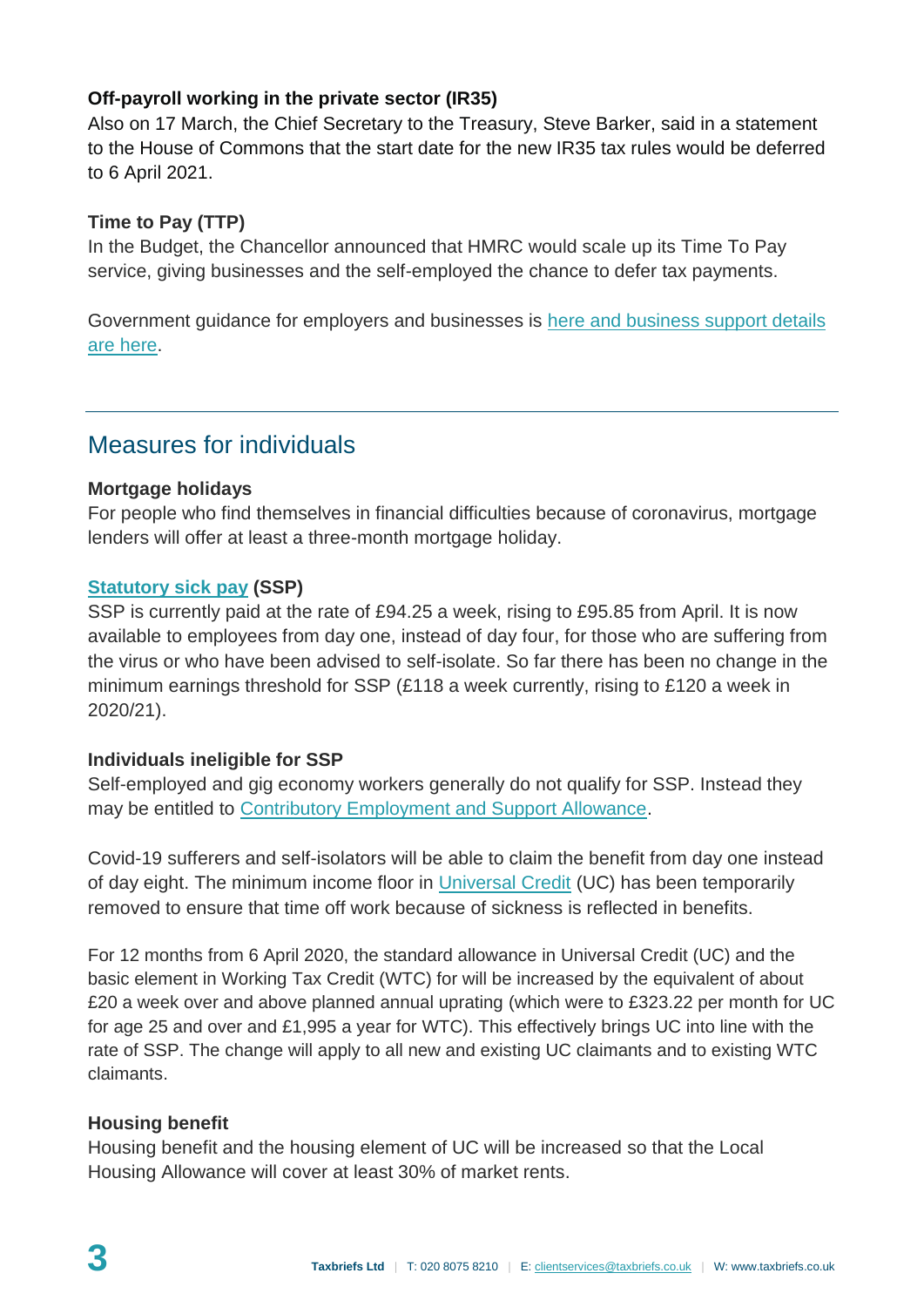**Off-payroll working in the private sector (IR35)**
Also on 17 March, the Chief Secretary to the Treasury, Steve Barker, said in a statement to the House of Commons that the start date for the new IR35 tax rules would be deferred to 6 April 2021.

**Time to Pay (TTP)**
In the Budget, the Chancellor announced that HMRC would scale up its Time To Pay service, giving businesses and the self-employed the chance to defer tax payments.

Government guidance for employers and businesses is here and business support details are here.

## Measures for individuals

**Mortgage holidays**
For people who find themselves in financial difficulties because of coronavirus, mortgage lenders will offer at least a three-month mortgage holiday.

**Statutory sick pay (SSP)**
SSP is currently paid at the rate of £94.25 a week, rising to £95.85 from April. It is now available to employees from day one, instead of day four, for those who are suffering from the virus or who have been advised to self-isolate. So far there has been no change in the minimum earnings threshold for SSP (£118 a week currently, rising to £120 a week in 2020/21).

**Individuals ineligible for SSP**
Self-employed and gig economy workers generally do not qualify for SSP. Instead they may be entitled to Contributory Employment and Support Allowance.

Covid-19 sufferers and self-isolators will be able to claim the benefit from day one instead of day eight. The minimum income floor in Universal Credit (UC) has been temporarily removed to ensure that time off work because of sickness is reflected in benefits.

For 12 months from 6 April 2020, the standard allowance in Universal Credit (UC) and the basic element in Working Tax Credit (WTC) for will be increased by the equivalent of about £20 a week over and above planned annual uprating (which were to £323.22 per month for UC for age 25 and over and £1,995 a year for WTC). This effectively brings UC into line with the rate of SSP. The change will apply to all new and existing UC claimants and to existing WTC claimants.

**Housing benefit**
Housing benefit and the housing element of UC will be increased so that the Local Housing Allowance will cover at least 30% of market rents.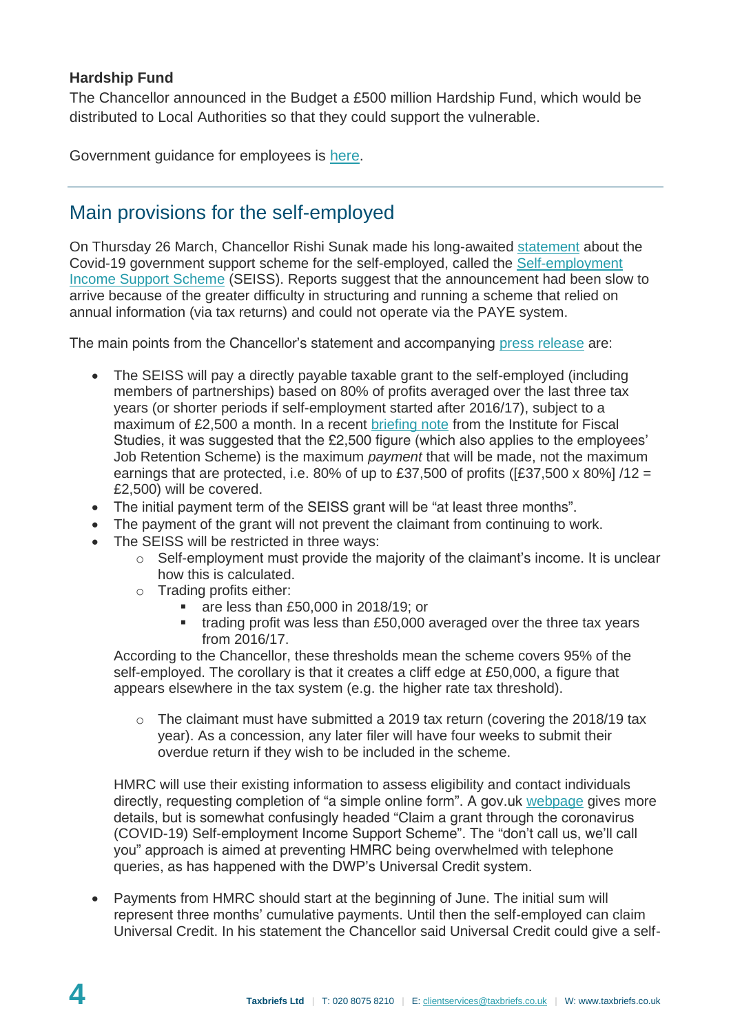**Hardship Fund**

The Chancellor announced in the Budget a £500 million Hardship Fund, which would be distributed to Local Authorities so that they could support the vulnerable.

Government guidance for employees is here.

---

## Main provisions for the self-employed

On Thursday 26 March, Chancellor Rishi Sunak made his long-awaited statement about the Covid-19 government support scheme for the self-employed, called the Self-employment Income Support Scheme (SEISS). Reports suggest that the announcement had been slow to arrive because of the greater difficulty in structuring and running a scheme that relied on annual information (via tax returns) and could not operate via the PAYE system.

The main points from the Chancellor's statement and accompanying press release are:

- The SEISS will pay a directly payable taxable grant to the self-employed (including members of partnerships) based on 80% of profits averaged over the last three tax years (or shorter periods if self-employment started after 2016/17), subject to a maximum of £2,500 a month. In a recent briefing note from the Institute for Fiscal Studies, it was suggested that the £2,500 figure (which also applies to the employees' Job Retention Scheme) is the maximum *payment* that will be made, not the maximum earnings that are protected, i.e. 80% of up to £37,500 of profits ([£37,500 x 80%] /12 = £2,500) will be covered.
- The initial payment term of the SEISS grant will be "at least three months".
- The payment of the grant will not prevent the claimant from continuing to work.
- The SEISS will be restricted in three ways:
  - Self-employment must provide the majority of the claimant's income. It is unclear how this is calculated.
  - Trading profits either:
    - are less than £50,000 in 2018/19; or
    - trading profit was less than £50,000 averaged over the three tax years from 2016/17.

  According to the Chancellor, these thresholds mean the scheme covers 95% of the self-employed. The corollary is that it creates a cliff edge at £50,000, a figure that appears elsewhere in the tax system (e.g. the higher rate tax threshold).

  - The claimant must have submitted a 2019 tax return (covering the 2018/19 tax year). As a concession, any later filer will have four weeks to submit their overdue return if they wish to be included in the scheme.

  HMRC will use their existing information to assess eligibility and contact individuals directly, requesting completion of "a simple online form". A gov.uk webpage gives more details, but is somewhat confusingly headed "Claim a grant through the coronavirus (COVID-19) Self-employment Income Support Scheme". The "don't call us, we'll call you" approach is aimed at preventing HMRC being overwhelmed with telephone queries, as has happened with the DWP's Universal Credit system.

- Payments from HMRC should start at the beginning of June. The initial sum will represent three months' cumulative payments. Until then the self-employed can claim Universal Credit. In his statement the Chancellor said Universal Credit could give a self-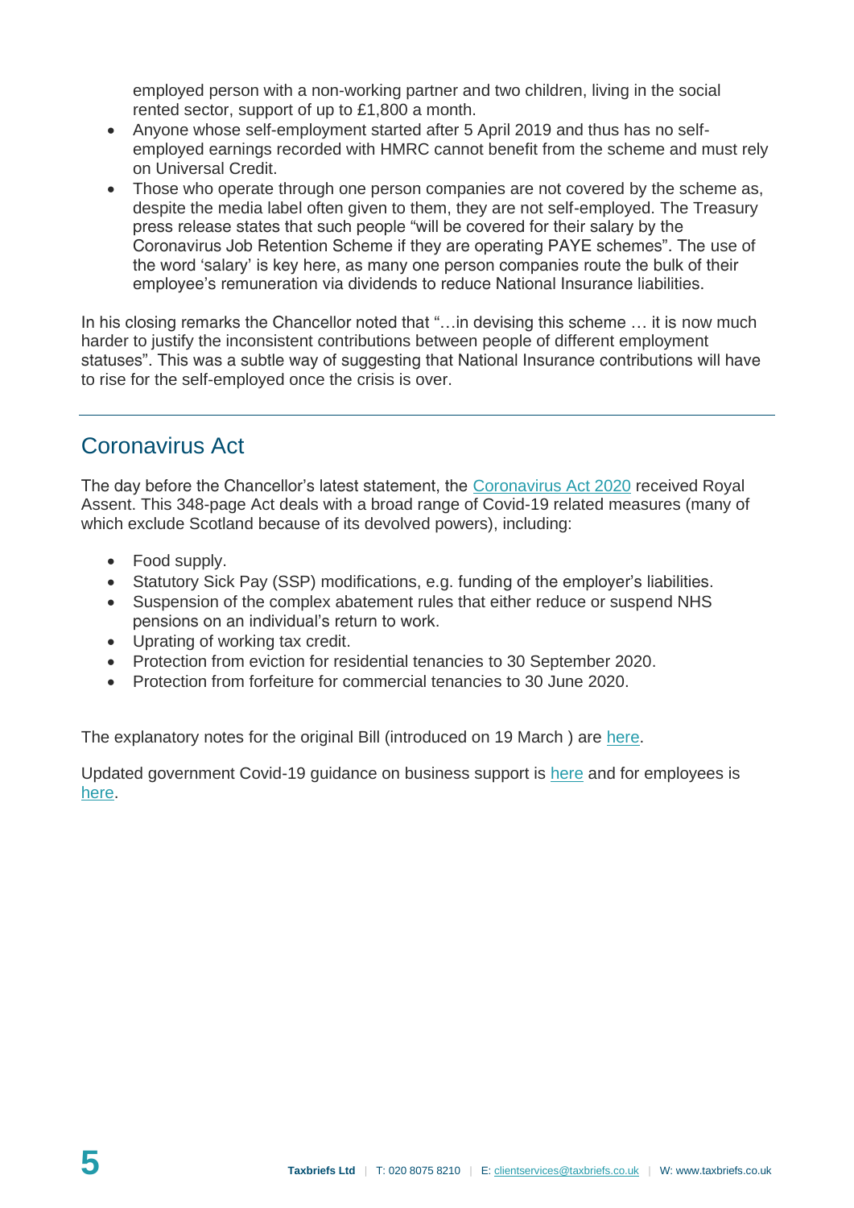employed person with a non-working partner and two children, living in the social rented sector, support of up to £1,800 a month.

- Anyone whose self-employment started after 5 April 2019 and thus has no self-employed earnings recorded with HMRC cannot benefit from the scheme and must rely on Universal Credit.
- Those who operate through one person companies are not covered by the scheme as, despite the media label often given to them, they are not self-employed. The Treasury press release states that such people "will be covered for their salary by the Coronavirus Job Retention Scheme if they are operating PAYE schemes". The use of the word 'salary' is key here, as many one person companies route the bulk of their employee's remuneration via dividends to reduce National Insurance liabilities.

In his closing remarks the Chancellor noted that "…in devising this scheme … it is now much harder to justify the inconsistent contributions between people of different employment statuses". This was a subtle way of suggesting that National Insurance contributions will have to rise for the self-employed once the crisis is over.

---

## Coronavirus Act

The day before the Chancellor's latest statement, the Coronavirus Act 2020 received Royal Assent. This 348-page Act deals with a broad range of Covid-19 related measures (many of which exclude Scotland because of its devolved powers), including:

- Food supply.
- Statutory Sick Pay (SSP) modifications, e.g. funding of the employer's liabilities.
- Suspension of the complex abatement rules that either reduce or suspend NHS pensions on an individual's return to work.
- Uprating of working tax credit.
- Protection from eviction for residential tenancies to 30 September 2020.
- Protection from forfeiture for commercial tenancies to 30 June 2020.

The explanatory notes for the original Bill (introduced on 19 March ) are here.

Updated government Covid-19 guidance on business support is here and for employees is here.